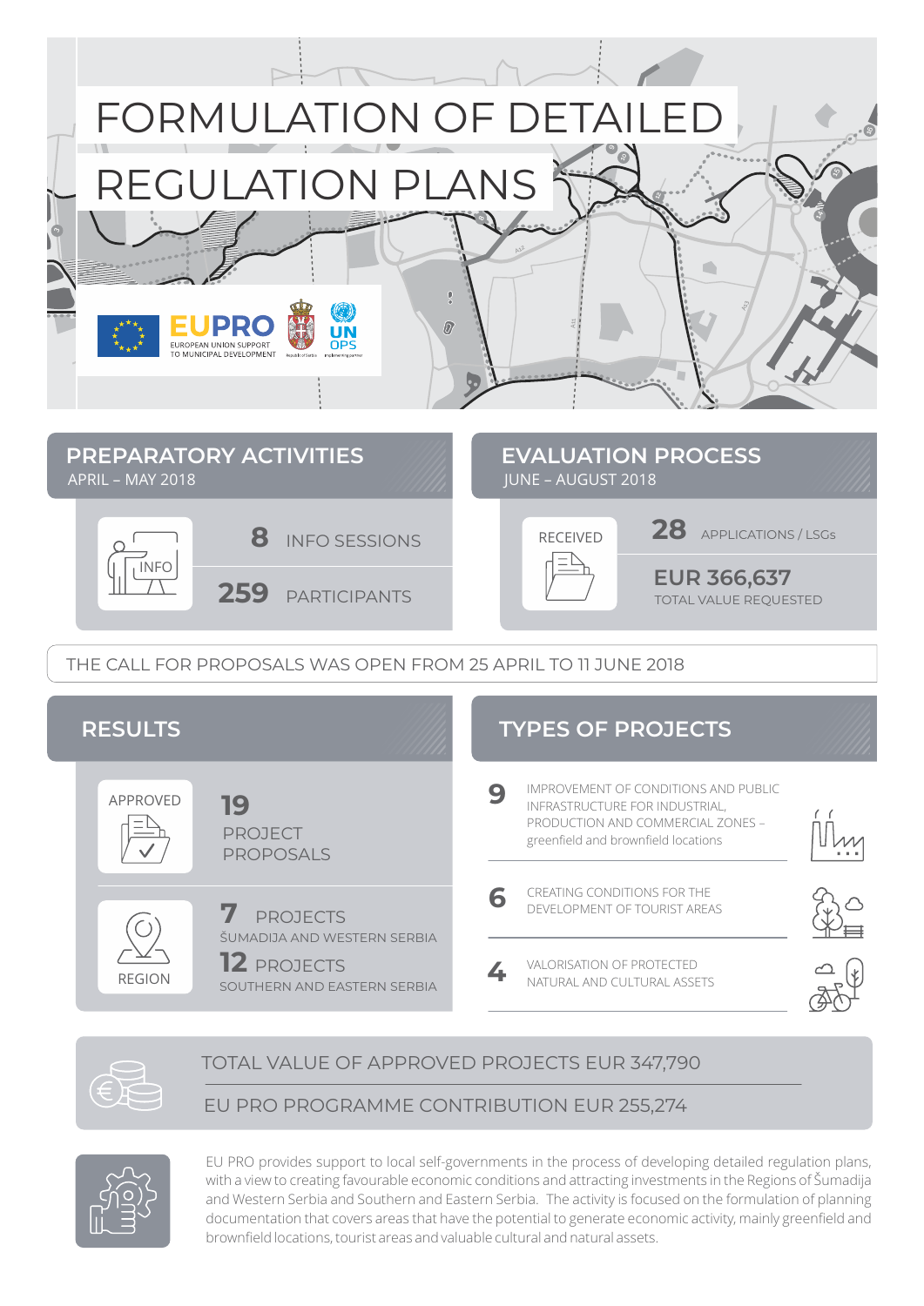# FORMULATION OF DETAILED REGULATION PLANS

EUPRO
EUROPEAN UNION SUPPORT TO MUNICIPAL DEVELOPMENT

UN OPS

## PREPARATORY ACTIVITIES

APRIL – MAY 2018

INFO

**8** INFO SESSIONS

**259** PARTICIPANTS

## EVALUATION PROCESS

JUNE – AUGUST 2018

RECEIVED

**28** APPLICATIONS / LSGs

**EUR 366,637**
TOTAL VALUE REQUESTED

THE CALL FOR PROPOSALS WAS OPEN FROM 25 APRIL TO 11 JUNE 2018

## RESULTS

APPROVED

**19** PROJECT PROPOSALS

REGION

**7** PROJECTS
ŠUMADIJA AND WESTERN SERBIA

**12** PROJECTS
SOUTHERN AND EASTERN SERBIA

## TYPES OF PROJECTS

**9** IMPROVEMENT OF CONDITIONS AND PUBLIC INFRASTRUCTURE FOR INDUSTRIAL, PRODUCTION AND COMMERCIAL ZONES – greenfield and brownfield locations

**6** CREATING CONDITIONS FOR THE DEVELOPMENT OF TOURIST AREAS

**4** VALORISATION OF PROTECTED NATURAL AND CULTURAL ASSETS

TOTAL VALUE OF APPROVED PROJECTS EUR 347,790

EU PRO PROGRAMME CONTRIBUTION EUR 255,274

EU PRO provides support to local self-governments in the process of developing detailed regulation plans, with a view to creating favourable economic conditions and attracting investments in the Regions of Šumadija and Western Serbia and Southern and Eastern Serbia. The activity is focused on the formulation of planning documentation that covers areas that have the potential to generate economic activity, mainly greenfield and brownfield locations, tourist areas and valuable cultural and natural assets.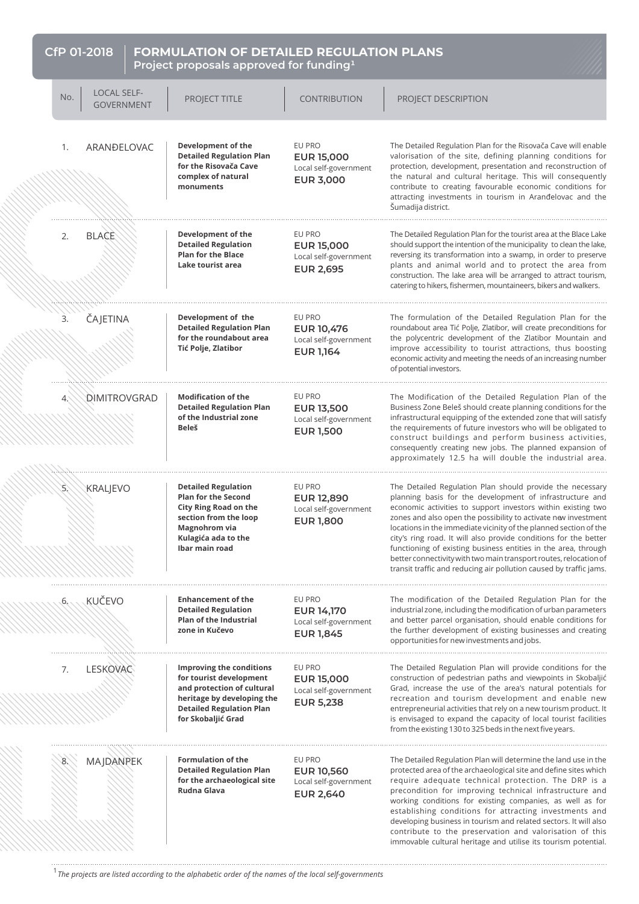# CfP 01-2018 | FORMULATION OF DETAILED REGULATION PLANS

**Project proposals approved for funding**[1]

| No. | LOCAL SELF-GOVERNMENT | PROJECT TITLE | CONTRIBUTION | PROJECT DESCRIPTION |
|---|---|---|---|---|
| 1. | ARANĐELOVAC | **Development of the Detailed Regulation Plan for the Risovača Cave complex of natural monuments** | EU PRO **EUR 15,000** Local self-government **EUR 3,000** | The Detailed Regulation Plan for the Risovača Cave will enable valorisation of the site, defining planning conditions for protection, development, presentation and reconstruction of the natural and cultural heritage. This will consequently contribute to creating favourable economic conditions for attracting investments in tourism in Aranđelovac and the Šumadija district. |
| 2. | BLACE | **Development of the Detailed Regulation Plan for the Blace Lake tourist area** | EU PRO **EUR 15,000** Local self-government **EUR 2,695** | The Detailed Regulation Plan for the tourist area at the Blace Lake should support the intention of the municipality to clean the lake, reversing its transformation into a swamp, in order to preserve plants and animal world and to protect the area from construction. The lake area will be arranged to attract tourism, catering to hikers, fishermen, mountaineers, bikers and walkers. |
| 3. | ČAJETINA | **Development of the Detailed Regulation Plan for the roundabout area Tić Polje, Zlatibor** | EU PRO **EUR 10,476** Local self-government **EUR 1,164** | The formulation of the Detailed Regulation Plan for the roundabout area Tić Polje, Zlatibor, will create preconditions for the polycentric development of the Zlatibor Mountain and improve accessibility to tourist attractions, thus boosting economic activity and meeting the needs of an increasing number of potential investors. |
| 4. | DIMITROVGRAD | **Modification of the Detailed Regulation Plan of the Industrial zone Beleš** | EU PRO **EUR 13,500** Local self-government **EUR 1,500** | The Modification of the Detailed Regulation Plan of the Business Zone Beleš should create planning conditions for the infrastructural equipping of the extended zone that will satisfy the requirements of future investors who will be obligated to construct buildings and perform business activities, consequently creating new jobs. The planned expansion of approximately 12.5 ha will double the industrial area. |
| 5. | KRALJEVO | **Detailed Regulation Plan for the Second City Ring Road on the section from the loop Magnohrom via Kulagića ada to the Ibar main road** | EU PRO **EUR 12,890** Local self-government **EUR 1,800** | The Detailed Regulation Plan should provide the necessary planning basis for the development of infrastructure and economic activities to support investors within existing two zones and also open the possibility to activate new investment locations in the immediate vicinity of the planned section of the city's ring road. It will also provide conditions for the better functioning of existing business entities in the area, through better connectivity with two main transport routes, relocation of transit traffic and reducing air pollution caused by traffic jams. |
| 6. | KUČEVO | **Enhancement of the Detailed Regulation Plan of the Industrial zone in Kučevo** | EU PRO **EUR 14,170** Local self-government **EUR 1,845** | The modification of the Detailed Regulation Plan for the industrial zone, including the modification of urban parameters and better parcel organisation, should enable conditions for the further development of existing businesses and creating opportunities for new investments and jobs. |
| 7. | LESKOVAC | **Improving the conditions for tourist development and protection of cultural heritage by developing the Detailed Regulation Plan for Skobaljić Grad** | EU PRO **EUR 15,000** Local self-government **EUR 5,238** | The Detailed Regulation Plan will provide conditions for the construction of pedestrian paths and viewpoints in Skobaljić Grad, increase the use of the area's natural potentials for recreation and tourism development and enable new entrepreneurial activities that rely on a new tourism product. It is envisaged to expand the capacity of local tourist facilities from the existing 130 to 325 beds in the next five years. |
| 8. | MAJDANPEK | **Formulation of the Detailed Regulation Plan for the archaeological site Rudna Glava** | EU PRO **EUR 10,560** Local self-government **EUR 2,640** | The Detailed Regulation Plan will determine the land use in the protected area of the archaeological site and define sites which require adequate technical protection. The DRP is a precondition for improving technical infrastructure and working conditions for existing companies, as well as for establishing conditions for attracting investments and developing business in tourism and related sectors. It will also contribute to the preservation and valorisation of this immovable cultural heritage and utilise its tourism potential. |

[1] *The projects are listed according to the alphabetic order of the names of the local self-governments*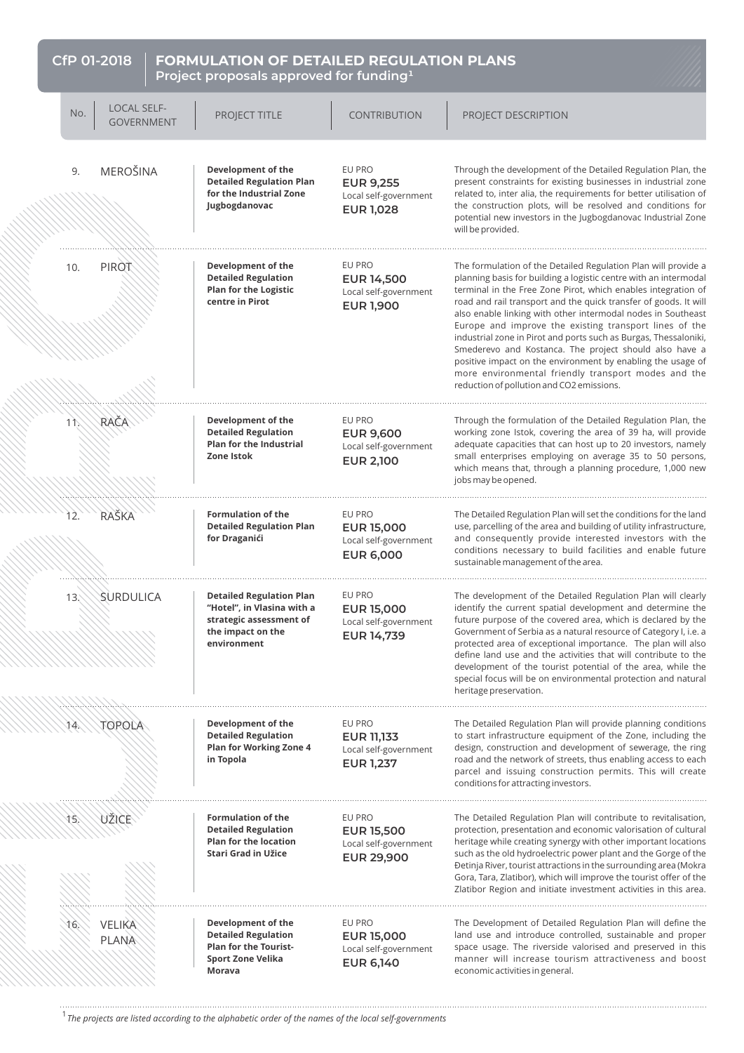## CfP 01-2018 | FORMULATION OF DETAILED REGULATION PLANS

### Project proposals approved for funding[1]

| No. | LOCAL SELF-GOVERNMENT | PROJECT TITLE | CONTRIBUTION | PROJECT DESCRIPTION |
|---|---|---|---|---|
| 9. | MEROŠINA | **Development of the Detailed Regulation Plan for the Industrial Zone Jugbogdanovac** | EU PRO **EUR 9,255** Local self-government **EUR 1,028** | Through the development of the Detailed Regulation Plan, the present constraints for existing businesses in industrial zone related to, inter alia, the requirements for better utilisation of the construction plots, will be resolved and conditions for potential new investors in the Jugbogdanovac Industrial Zone will be provided. |
| 10. | PIROT | **Development of the Detailed Regulation Plan for the Logistic centre in Pirot** | EU PRO **EUR 14,500** Local self-government **EUR 1,900** | The formulation of the Detailed Regulation Plan will provide a planning basis for building a logistic centre with an intermodal terminal in the Free Zone Pirot, which enables integration of road and rail transport and the quick transfer of goods. It will also enable linking with other intermodal nodes in Southeast Europe and improve the existing transport lines of the industrial zone in Pirot and ports such as Burgas, Thessaloniki, Smederevo and Kostanca. The project should also have a positive impact on the environment by enabling the usage of more environmental friendly transport modes and the reduction of pollution and CO2 emissions. |
| 11. | RAČA | **Development of the Detailed Regulation Plan for the Industrial Zone Istok** | EU PRO **EUR 9,600** Local self-government **EUR 2,100** | Through the formulation of the Detailed Regulation Plan, the working zone Istok, covering the area of 39 ha, will provide adequate capacities that can host up to 20 investors, namely small enterprises employing on average 35 to 50 persons, which means that, through a planning procedure, 1,000 new jobs may be opened. |
| 12. | RAŠKA | **Formulation of the Detailed Regulation Plan for Draganići** | EU PRO **EUR 15,000** Local self-government **EUR 6,000** | The Detailed Regulation Plan will set the conditions for the land use, parcelling of the area and building of utility infrastructure, and consequently provide interested investors with the conditions necessary to build facilities and enable future sustainable management of the area. |
| 13. | SURDULICA | **Detailed Regulation Plan "Hotel", in Vlasina with a strategic assessment of the impact on the environment** | EU PRO **EUR 15,000** Local self-government **EUR 14,739** | The development of the Detailed Regulation Plan will clearly identify the current spatial development and determine the future purpose of the covered area, which is declared by the Government of Serbia as a natural resource of Category I, i.e. a protected area of exceptional importance. The plan will also define land use and the activities that will contribute to the development of the tourist potential of the area, while the special focus will be on environmental protection and natural heritage preservation. |
| 14. | TOPOLA | **Development of the Detailed Regulation Plan for Working Zone 4 in Topola** | EU PRO **EUR 11,133** Local self-government **EUR 1,237** | The Detailed Regulation Plan will provide planning conditions to start infrastructure equipment of the Zone, including the design, construction and development of sewerage, the ring road and the network of streets, thus enabling access to each parcel and issuing construction permits. This will create conditions for attracting investors. |
| 15. | UŽICE | **Formulation of the Detailed Regulation Plan for the location Stari Grad in Užice** | EU PRO **EUR 15,500** Local self-government **EUR 29,900** | The Detailed Regulation Plan will contribute to revitalisation, protection, presentation and economic valorisation of cultural heritage while creating synergy with other important locations such as the old hydroelectric power plant and the Gorge of the Đetinja River, tourist attractions in the surrounding area (Mokra Gora, Tara, Zlatibor), which will improve the tourist offer of the Zlatibor Region and initiate investment activities in this area. |
| 16. | VELIKA PLANA | **Development of the Detailed Regulation Plan for the Tourist-Sport Zone Velika Morava** | EU PRO **EUR 15,000** Local self-government **EUR 6,140** | The Development of Detailed Regulation Plan will define the land use and introduce controlled, sustainable and proper space usage. The riverside valorised and preserved in this manner will increase tourism attractiveness and boost economic activities in general. |

[1] *The projects are listed according to the alphabetic order of the names of the local self-governments*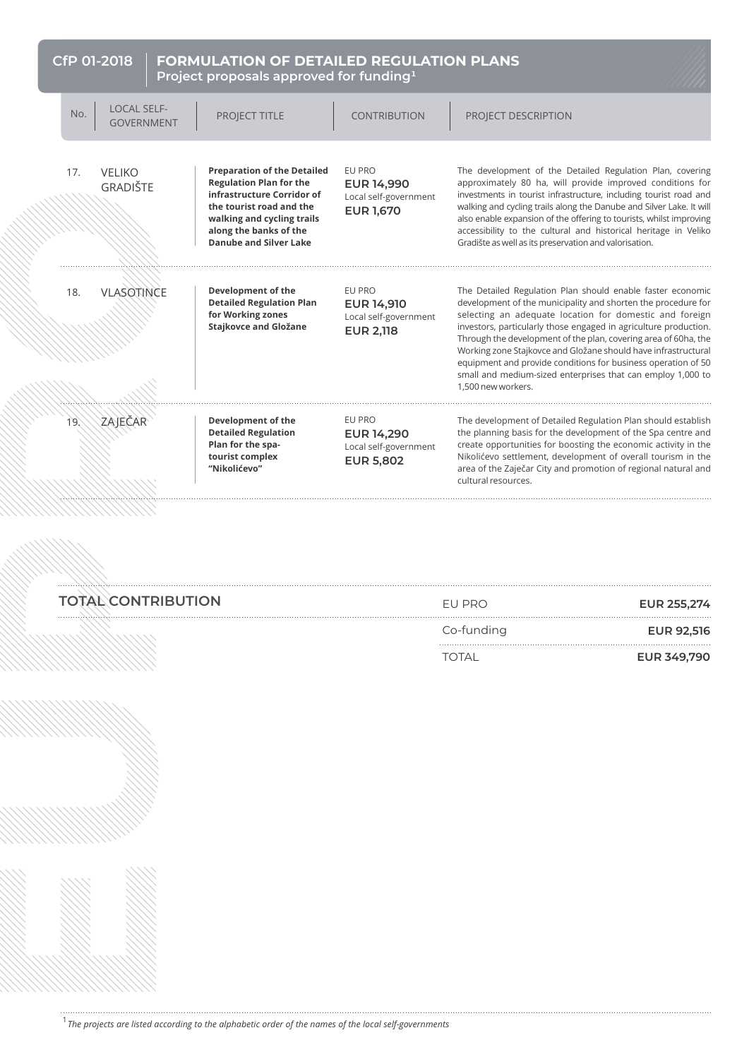## CfP 01-2018 | FORMULATION OF DETAILED REGULATION PLANS

**Project proposals approved for funding**[1]

| No. | LOCAL SELF-GOVERNMENT | PROJECT TITLE | CONTRIBUTION | PROJECT DESCRIPTION |
|---|---|---|---|---|
| 17. | VELIKO GRADIŠTE | **Preparation of the Detailed Regulation Plan for the infrastructure Corridor of the tourist road and the walking and cycling trails along the banks of the Danube and Silver Lake** | EU PRO **EUR 14,990** Local self-government **EUR 1,670** | The development of the Detailed Regulation Plan, covering approximately 80 ha, will provide improved conditions for investments in tourist infrastructure, including tourist road and walking and cycling trails along the Danube and Silver Lake. It will also enable expansion of the offering to tourists, whilst improving accessibility to the cultural and historical heritage in Veliko Gradište as well as its preservation and valorisation. |
| 18. | VLASOTINCE | **Development of the Detailed Regulation Plan for Working zones Stajkovce and Gložane** | EU PRO **EUR 14,910** Local self-government **EUR 2,118** | The Detailed Regulation Plan should enable faster economic development of the municipality and shorten the procedure for selecting an adequate location for domestic and foreign investors, particularly those engaged in agriculture production. Through the development of the plan, covering area of 60ha, the Working zone Stajkovce and Gložane should have infrastructural equipment and provide conditions for business operation of 50 small and medium-sized enterprises that can employ 1,000 to 1,500 new workers. |
| 19. | ZAJEČAR | **Development of the Detailed Regulation Plan for the spa-tourist complex "Nikolićevo"** | EU PRO **EUR 14,290** Local self-government **EUR 5,802** | The development of Detailed Regulation Plan should establish the planning basis for the development of the Spa centre and create opportunities for boosting the economic activity in the Nikolićevo settlement, development of overall tourism in the area of the Zaječar City and promotion of regional natural and cultural resources. |

### TOTAL CONTRIBUTION

| | |
|---|---|
| EU PRO | **EUR 255,274** |
| Co-funding | **EUR 92,516** |
| TOTAL | **EUR 349,790** |

[1] *The projects are listed according to the alphabetic order of the names of the local self-governments*